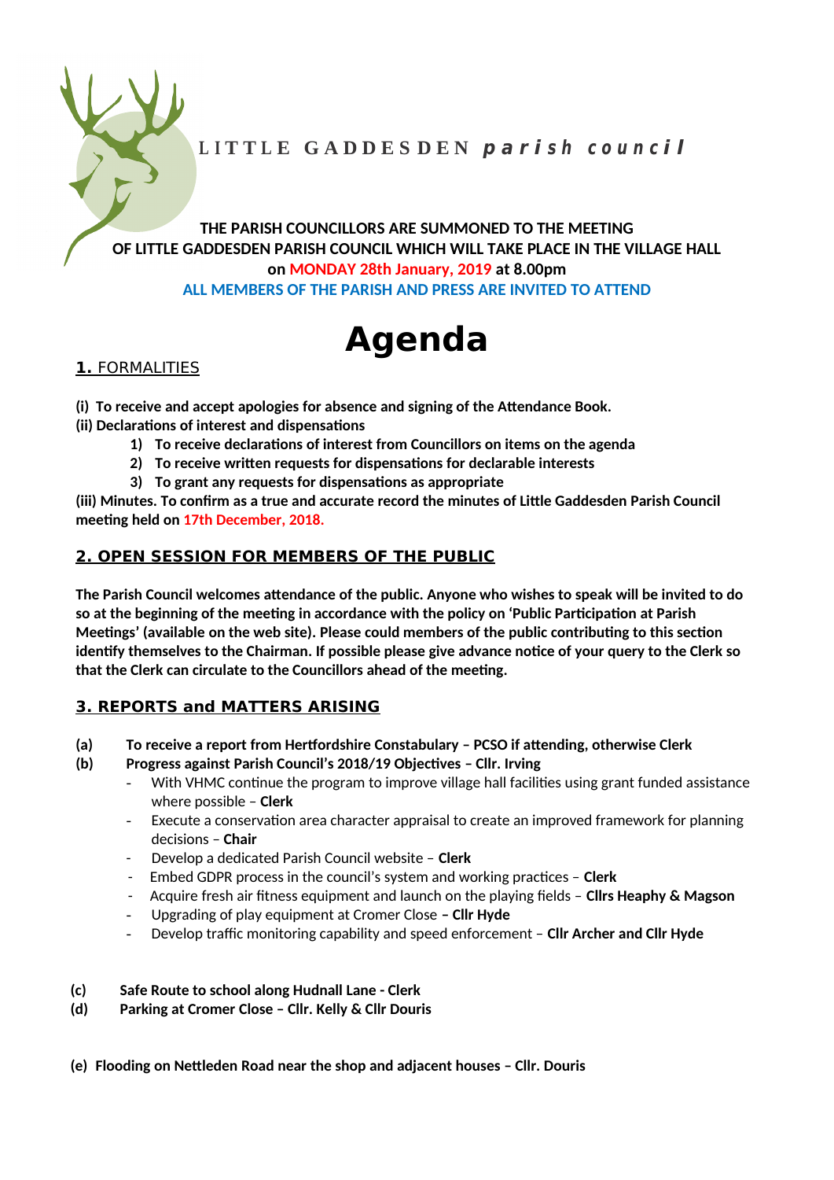LITTLE GADDESDEN ***parish council***

**THE PARISH COUNCILLORS ARE SUMMONED TO THE MEETING OF LITTLE GADDESDEN PARISH COUNCIL WHICH WILL TAKE PLACE IN THE VILLAGE HALL on MONDAY 28th January, 2019 at 8.00pm**

**ALL MEMBERS OF THE PARISH AND PRESS ARE INVITED TO ATTEND**

# Agenda

## 1. FORMALITIES

**(i) To receive and accept apologies for absence and signing of the Attendance Book.**

**(ii) Declarations of interest and dispensations**

1) **To receive declarations of interest from Councillors on items on the agenda**
2) **To receive written requests for dispensations for declarable interests**
3) **To grant any requests for dispensations as appropriate**

**(iii) Minutes. To confirm as a true and accurate record the minutes of Little Gaddesden Parish Council meeting held on 17th December, 2018.**

## 2. OPEN SESSION FOR MEMBERS OF THE PUBLIC

**The Parish Council welcomes attendance of the public. Anyone who wishes to speak will be invited to do so at the beginning of the meeting in accordance with the policy on 'Public Participation at Parish Meetings' (available on the web site). Please could members of the public contributing to this section identify themselves to the Chairman. If possible please give advance notice of your query to the Clerk so that the Clerk can circulate to the Councillors ahead of the meeting.**

## 3. REPORTS and MATTERS ARISING

**(a) To receive a report from Hertfordshire Constabulary – PCSO if attending, otherwise Clerk**

**(b) Progress against Parish Council's 2018/19 Objectives – Cllr. Irving**

- With VHMC continue the program to improve village hall facilities using grant funded assistance where possible – **Clerk**
- Execute a conservation area character appraisal to create an improved framework for planning decisions – **Chair**
- Develop a dedicated Parish Council website – **Clerk**
- Embed GDPR process in the council's system and working practices – **Clerk**
- Acquire fresh air fitness equipment and launch on the playing fields – **Cllrs Heaphy & Magson**
- Upgrading of play equipment at Cromer Close **– Cllr Hyde**
- Develop traffic monitoring capability and speed enforcement – **Cllr Archer and Cllr Hyde**

**(c) Safe Route to school along Hudnall Lane - Clerk**

**(d) Parking at Cromer Close – Cllr. Kelly & Cllr Douris**

**(e) Flooding on Nettleden Road near the shop and adjacent houses – Cllr. Douris**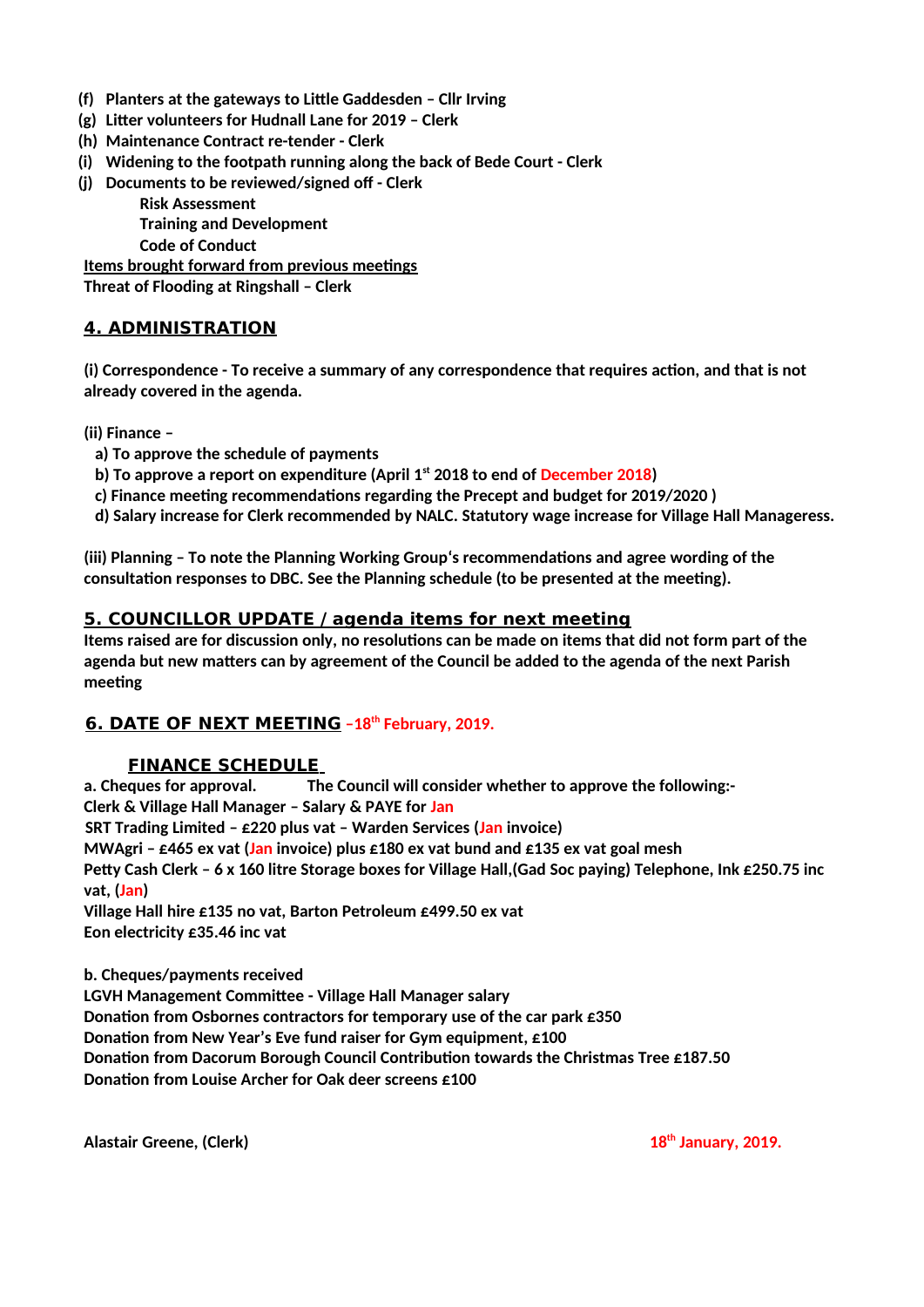- **(f) Planters at the gateways to Little Gaddesden – Cllr Irving**
- **(g) Litter volunteers for Hudnall Lane for 2019 – Clerk**
- **(h) Maintenance Contract re-tender - Clerk**
- **(i) Widening to the footpath running along the back of Bede Court - Clerk**
- **(j) Documents to be reviewed/signed off - Clerk**
  - **Risk Assessment**
  - **Training and Development**
  - **Code of Conduct**

**Items brought forward from previous meetings**

**Threat of Flooding at Ringshall – Clerk**

## 4. ADMINISTRATION

**(i) Correspondence - To receive a summary of any correspondence that requires action, and that is not already covered in the agenda.**

**(ii) Finance –**

**a) To approve the schedule of payments**

**b) To approve a report on expenditure (April 1st 2018 to end of December 2018)**

**c) Finance meeting recommendations regarding the Precept and budget for 2019/2020 )**

**d) Salary increase for Clerk recommended by NALC. Statutory wage increase for Village Hall Manageress.**

**(iii) Planning – To note the Planning Working Group's recommendations and agree wording of the consultation responses to DBC. See the Planning schedule (to be presented at the meeting).**

## 5. COUNCILLOR UPDATE / agenda items for next meeting

**Items raised are for discussion only, no resolutions can be made on items that did not form part of the agenda but new matters can by agreement of the Council be added to the agenda of the next Parish meeting**

## 6. DATE OF NEXT MEETING –18th February, 2019.

### FINANCE SCHEDULE

**a. Cheques for approval.** **The Council will consider whether to approve the following:-**

**Clerk & Village Hall Manager – Salary & PAYE for Jan**

**SRT Trading Limited – £220 plus vat – Warden Services (Jan invoice)**

**MWAgri – £465 ex vat (Jan invoice) plus £180 ex vat bund and £135 ex vat goal mesh**

**Petty Cash Clerk – 6 x 160 litre Storage boxes for Village Hall,(Gad Soc paying) Telephone, Ink £250.75 inc vat, (Jan)**

**Village Hall hire £135 no vat, Barton Petroleum £499.50 ex vat**

**Eon electricity £35.46 inc vat**

**b. Cheques/payments received**

**LGVH Management Committee - Village Hall Manager salary**

**Donation from Osbornes contractors for temporary use of the car park £350**

**Donation from New Year's Eve fund raiser for Gym equipment, £100**

**Donation from Dacorum Borough Council Contribution towards the Christmas Tree £187.50**

**Donation from Louise Archer for Oak deer screens £100**

**Alastair Greene, (Clerk)** **18th January, 2019.**